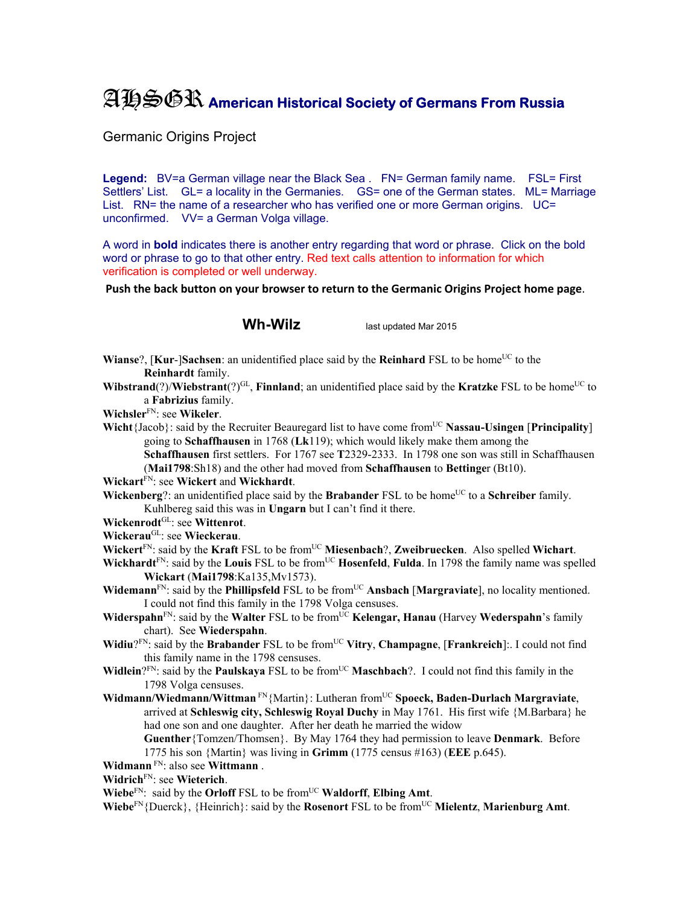# AHSGR American Historical Society of Germans From Russia

Germanic Origins Project

**Legend:** BV=a German village near the Black Sea . FN= German family name. FSL= First Settlers' List. GL= a locality in the Germanies. GS= one of the German states. ML= Marriage List. RN= the name of a researcher who has verified one or more German origins. UC= unconfirmed. VV= a German Volga village.

A word in **bold** indicates there is another entry regarding that word or phrase. Click on the bold word or phrase to go to that other entry. Red text calls attention to information for which verification is completed or well underway.

**Push the back button on your browser to return to the Germanic Origins Project home page.**

## Wh-Wilz

last updated Mar 2015

**Wianse**?, [**Kur**-]**Sachsen**: an unidentified place said by the **Reinhard** FSL to be home[UC] to the **Reinhardt** family.

**Wibstrand**(?)/**Wiebstrant**(?)[GL], **Finnland**; an unidentified place said by the **Kratzke** FSL to be home[UC] to a **Fabrizius** family.

**Wichsler**[FN]: see **Wikeler**.

**Wicht**{Jacob}: said by the Recruiter Beauregard list to have come from[UC] **Nassau-Usingen** [**Principality**] going to **Schaffhausen** in 1768 (**Lk**119); which would likely make them among the **Schaffhausen** first settlers. For 1767 see **T**2329-2333. In 1798 one son was still in Schaffhausen (**Mai1798**:Sh18) and the other had moved from **Schaffhausen** to **Bettinge**r (Bt10).

**Wickart**[FN]: see **Wickert** and **Wickhardt**.

**Wickenberg**?: an unidentified place said by the **Brabander** FSL to be home[UC] to a **Schreiber** family. Kuhlbereg said this was in **Ungarn** but I can't find it there.

**Wickenrodt**[GL]: see **Wittenrot**.

**Wickerau**[GL]: see **Wieckerau**.

**Wickert**[FN]: said by the **Kraft** FSL to be from[UC] **Miesenbach**?, **Zweibruecken**. Also spelled **Wichart**.

**Wickhardt**[FN]: said by the **Louis** FSL to be from[UC] **Hosenfeld**, **Fulda**. In 1798 the family name was spelled **Wickart** (**Mai1798**:Ka135,Mv1573).

**Widemann**[FN]: said by the **Phillipsfeld** FSL to be from[UC] **Ansbach** [**Margraviate**], no locality mentioned. I could not find this family in the 1798 Volga censuses.

**Widerspahn**[FN]: said by the **Walter** FSL to be from[UC] **Kelengar, Hanau** (Harvey **Wederspahn**'s family chart). See **Wiederspahn**.

**Widiu**?[FN]: said by the **Brabander** FSL to be from[UC] **Vitry**, **Champagne**, [**Frankreich**]:. I could not find this family name in the 1798 censuses.

**Widlein**?[FN]: said by the **Paulskaya** FSL to be from[UC] **Maschbach**?. I could not find this family in the 1798 Volga censuses.

**Widmann/Wiedmann/Wittman** [FN]{Martin}: Lutheran from[UC] **Spoeck, Baden-Durlach Margraviate**, arrived at **Schleswig city, Schleswig Royal Duchy** in May 1761. His first wife {M.Barbara} he had one son and one daughter. After her death he married the widow **Guenther**{Tomzen/Thomsen}. By May 1764 they had permission to leave **Denmark**. Before 1775 his son {Martin} was living in **Grimm** (1775 census #163) (**EEE** p.645).

**Widmann** [FN]: also see **Wittmann** .

**Widrich**[FN]: see **Wieterich**.

**Wiebe**[FN]: said by the **Orloff** FSL to be from[UC] **Waldorff**, **Elbing Amt**.

**Wiebe**[FN]{Duerck}, {Heinrich}: said by the **Rosenort** FSL to be from[UC] **Mielentz**, **Marienburg Amt**.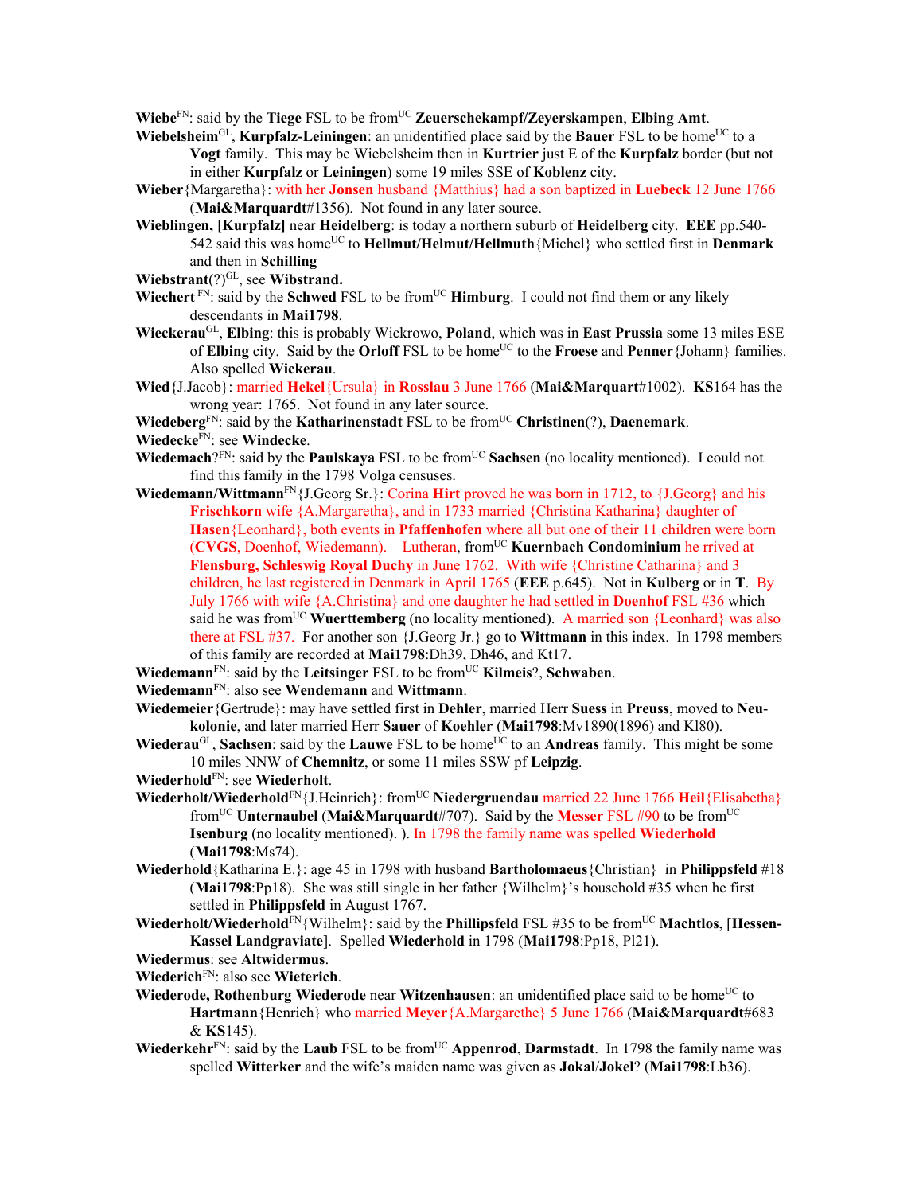**Wiebe**[FN]: said by the **Tiege** FSL to be from[UC] **Zeuerschekampf/Zeyerskampen**, **Elbing Amt**.

**Wiebelsheim**[GL], **Kurpfalz-Leiningen**: an unidentified place said by the **Bauer** FSL to be home[UC] to a **Vogt** family. This may be Wiebelsheim then in **Kurtrier** just E of the **Kurpfalz** border (but not in either **Kurpfalz** or **Leiningen**) some 19 miles SSE of **Koblenz** city.

**Wieber**{Margaretha}: with her **Jonsen** husband {Matthius} had a son baptized in **Luebeck** 12 June 1766 (**Mai&Marquardt**#1356). Not found in any later source.

**Wieblingen, [Kurpfalz]** near **Heidelberg**: is today a northern suburb of **Heidelberg** city. **EEE** pp.540-542 said this was home[UC] to **Hellmut/Helmut/Hellmuth**{Michel} who settled first in **Denmark** and then in **Schilling**

**Wiebstrant**(?)[GL], see **Wibstrand.**

**Wiechert** [FN]: said by the **Schwed** FSL to be from[UC] **Himburg**. I could not find them or any likely descendants in **Mai1798**.

**Wieckerau**[GL], **Elbing**: this is probably Wickrowo, **Poland**, which was in **East Prussia** some 13 miles ESE of **Elbing** city. Said by the **Orloff** FSL to be home[UC] to the **Froese** and **Penner**{Johann} families. Also spelled **Wickerau**.

**Wied**{J.Jacob}: married **Hekel**{Ursula} in **Rosslau** 3 June 1766 (**Mai&Marquart**#1002). **KS**164 has the wrong year: 1765. Not found in any later source.

**Wiedeberg**[FN]: said by the **Katharinenstadt** FSL to be from[UC] **Christinen**(?), **Daenemark**.

**Wiedecke**[FN]: see **Windecke**.

**Wiedemach**?[FN]: said by the **Paulskaya** FSL to be from[UC] **Sachsen** (no locality mentioned). I could not find this family in the 1798 Volga censuses.

**Wiedemann/Wittmann**[FN]{J.Georg Sr.}: Corina **Hirt** proved he was born in 1712, to {J.Georg} and his **Frischkorn** wife {A.Margaretha}, and in 1733 married {Christina Katharina} daughter of **Hasen**{Leonhard}, both events in **Pfaffenhofen** where all but one of their 11 children were born (**CVGS**, Doenhof, Wiedemann). Lutheran, from[UC] **Kuernbach Condominium** he rrived at **Flensburg, Schleswig Royal Duchy** in June 1762. With wife {Christine Catharina} and 3 children, he last registered in Denmark in April 1765 (**EEE** p.645). Not in **Kulberg** or in **T**. By July 1766 with wife {A.Christina} and one daughter he had settled in **Doenhof** FSL #36 which said he was from[UC] **Wuerttemberg** (no locality mentioned). A married son {Leonhard} was also there at FSL #37. For another son {J.Georg Jr.} go to **Wittmann** in this index. In 1798 members of this family are recorded at **Mai1798**:Dh39, Dh46, and Kt17.

**Wiedemann**[FN]: said by the **Leitsinger** FSL to be from[UC] **Kilmeis**?, **Schwaben**.

**Wiedemann**[FN]: also see **Wendemann** and **Wittmann**.

**Wiedemeier**{Gertrude}: may have settled first in **Dehler**, married Herr **Suess** in **Preuss**, moved to **Neu-kolonie**, and later married Herr **Sauer** of **Koehler** (**Mai1798**:Mv1890(1896) and Kl80).

**Wiederau**[GL], **Sachsen**: said by the **Lauwe** FSL to be home[UC] to an **Andreas** family. This might be some 10 miles NNW of **Chemnitz**, or some 11 miles SSW pf **Leipzig**.

**Wiederhold**[FN]: see **Wiederholt**.

**Wiederholt/Wiederhold**[FN]{J.Heinrich}: from[UC] **Niedergruendau** married 22 June 1766 **Heil**{Elisabetha} from[UC] **Unternaubel** (**Mai&Marquardt**#707). Said by the **Messer** FSL #90 to be from[UC] **Isenburg** (no locality mentioned). ). In 1798 the family name was spelled **Wiederhold** (**Mai1798**:Ms74).

**Wiederhold**{Katharina E.}: age 45 in 1798 with husband **Bartholomaeus**{Christian} in **Philippsfeld** #18 (**Mai1798**:Pp18). She was still single in her father {Wilhelm}'s household #35 when he first settled in **Philippsfeld** in August 1767.

**Wiederholt/Wiederhold**[FN]{Wilhelm}: said by the **Phillipsfeld** FSL #35 to be from[UC] **Machtlos**, [**Hessen-Kassel Landgraviate**]. Spelled **Wiederhold** in 1798 (**Mai1798**:Pp18, Pl21).

**Wiedermus**: see **Altwidermus**.

**Wiederich**[FN]: also see **Wieterich**.

**Wiederode, Rothenburg Wiederode** near **Witzenhausen**: an unidentified place said to be home[UC] to **Hartmann**{Henrich} who married **Meyer**{A.Margarethe} 5 June 1766 (**Mai&Marquardt**#683 & **KS**145).

**Wiederkehr**[FN]: said by the **Laub** FSL to be from[UC] **Appenrod**, **Darmstadt**. In 1798 the family name was spelled **Witterker** and the wife's maiden name was given as **Jokal**/**Jokel**? (**Mai1798**:Lb36).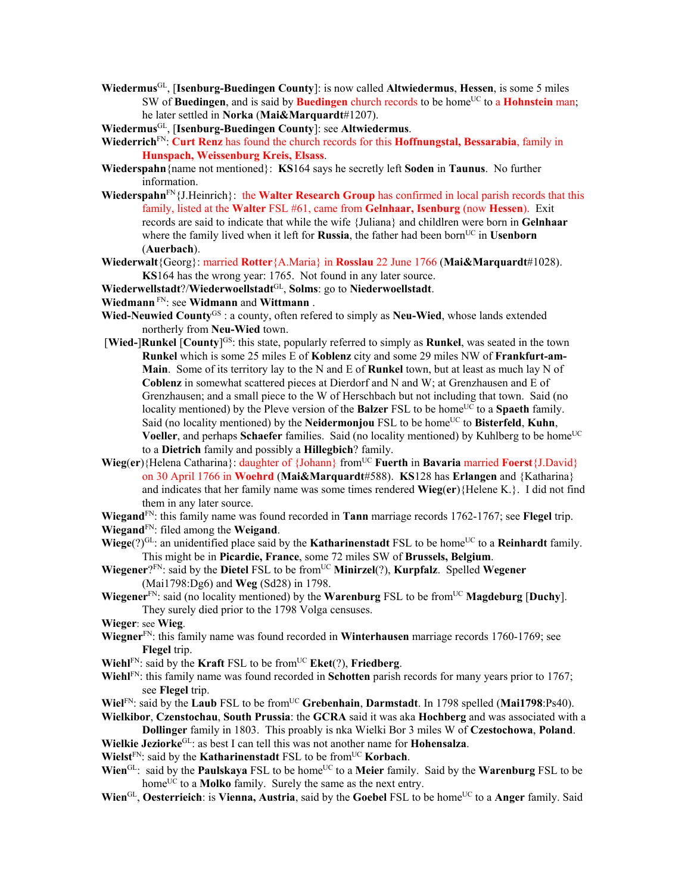**Wiedermus**GL, [**Isenburg-Buedingen County**]: is now called **Altwiedermus**, **Hessen**, is some 5 miles SW of **Buedingen**, and is said by **Buedingen** church records to be homeUC to a **Hohnstein** man; he later settled in **Norka** (**Mai&Marquardt**#1207).

**Wiedermus**GL, [**Isenburg-Buedingen County**]: see **Altwiedermus**.

**Wiederrich**FN: **Curt Renz** has found the church records for this **Hoffnungstal, Bessarabia**, family in **Hunspach, Weissenburg Kreis, Elsass**.

**Wiederspahn**{name not mentioned}: **KS**164 says he secretly left **Soden** in **Taunus**. No further information.

**Wiederspahn**FN{J.Heinrich}: the **Walter Research Group** has confirmed in local parish records that this family, listed at the **Walter** FSL #61, came from **Gelnhaar, Isenburg** (now **Hessen**). Exit records are said to indicate that while the wife {Juliana} and chidlren were born in **Gelnhaar** where the family lived when it left for **Russia**, the father had been bornUC in **Usenborn** (**Auerbach**).

**Wiederwalt**{Georg}: married **Rotter**{A.Maria} in **Rosslau** 22 June 1766 (**Mai&Marquardt**#1028). **KS**164 has the wrong year: 1765. Not found in any later source.

**Wiederwellstadt**?/**Wiederwoellstadt**GL, **Solms**: go to **Niederwoellstadt**.

**Wiedmann** FN: see **Widmann** and **Wittmann** .

**Wied-Neuwied County**GS : a county, often refered to simply as **Neu-Wied**, whose lands extended northerly from **Neu-Wied** town.

[**Wied-**]**Runkel** [**County**]GS: this state, popularly referred to simply as **Runkel**, was seated in the town **Runkel** which is some 25 miles E of **Koblenz** city and some 29 miles NW of **Frankfurt-am-Main**. Some of its territory lay to the N and E of **Runkel** town, but at least as much lay N of **Coblenz** in somewhat scattered pieces at Dierdorf and N and W; at Grenzhausen and E of Grenzhausen; and a small piece to the W of Herschbach but not including that town. Said (no locality mentioned) by the Pleve version of the **Balzer** FSL to be homeUC to a **Spaeth** family. Said (no locality mentioned) by the **Neidermonjou** FSL to be homeUC to **Bisterfeld**, **Kuhn**, **Voeller**, and perhaps **Schaefer** families. Said (no locality mentioned) by Kuhlberg to be homeUC to a **Dietrich** family and possibly a **Hillegbich**? family.

**Wieg**(**er**){Helena Catharina}: daughter of {Johann} fromUC **Fuerth** in **Bavaria** married **Foerst**{J.David} on 30 April 1766 in **Woehrd** (**Mai&Marquardt**#588). **KS**128 has **Erlangen** and {Katharina} and indicates that her family name was some times rendered **Wieg**(**er**){Helene K.}. I did not find them in any later source.

**Wiegand**FN: this family name was found recorded in **Tann** marriage records 1762-1767; see **Flegel** trip.

**Wiegand**FN: filed among the **Weigand**.

**Wiege**(?)GL: an unidentified place said by the **Katharinenstadt** FSL to be homeUC to a **Reinhardt** family. This might be in **Picardie, France**, some 72 miles SW of **Brussels, Belgium**.

**Wiegener**?FN: said by the **Dietel** FSL to be fromUC **Minirzel**(?), **Kurpfalz**. Spelled **Wegener** (Mai1798:Dg6) and **Weg** (Sd28) in 1798.

**Wiegener**FN: said (no locality mentioned) by the **Warenburg** FSL to be fromUC **Magdeburg** [**Duchy**]. They surely died prior to the 1798 Volga censuses.

**Wieger**: see **Wieg**.

**Wiegner**FN: this family name was found recorded in **Winterhausen** marriage records 1760-1769; see **Flegel** trip.

**Wiehl**FN: said by the **Kraft** FSL to be fromUC **Eket**(?), **Friedberg**.

**Wiehl**FN: this family name was found recorded in **Schotten** parish records for many years prior to 1767; see **Flegel** trip.

**Wiel**FN: said by the **Laub** FSL to be fromUC **Grebenhain**, **Darmstadt**. In 1798 spelled (**Mai1798**:Ps40).

**Wielkibor**, **Czenstochau**, **South Prussia**: the **GCRA** said it was aka **Hochberg** and was associated with a **Dollinger** family in 1803. This proably is nka Wielki Bor 3 miles W of **Czestochowa**, **Poland**.

**Wielkie Jeziorke**GL: as best I can tell this was not another name for **Hohensalza**.

**Wielst**FN: said by the **Katharinenstadt** FSL to be fromUC **Korbach**.

**Wien**GL: said by the **Paulskaya** FSL to be homeUC to a **Meier** family. Said by the **Warenburg** FSL to be homeUC to a **Molko** family. Surely the same as the next entry.

**Wien**GL, **Oesterrieich**: is **Vienna, Austria**, said by the **Goebel** FSL to be homeUC to a **Anger** family. Said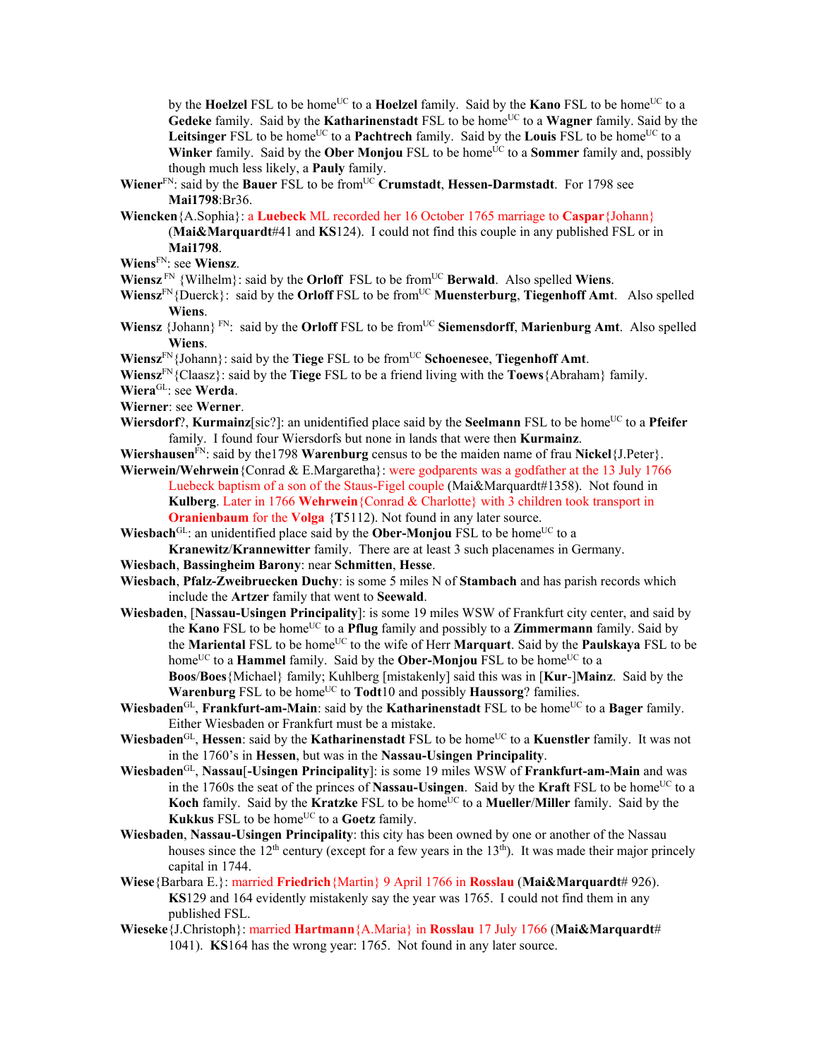by the **Hoelzel** FSL to be home[UC] to a **Hoelzel** family. Said by the **Kano** FSL to be home[UC] to a **Gedeke** family. Said by the **Katharinenstadt** FSL to be home[UC] to a **Wagner** family. Said by the **Leitsinger** FSL to be home[UC] to a **Pachtrech** family. Said by the **Louis** FSL to be home[UC] to a **Winker** family. Said by the **Ober Monjou** FSL to be home[UC] to a **Sommer** family and, possibly though much less likely, a **Pauly** family.

**Wiener**[FN]: said by the **Bauer** FSL to be from[UC] **Crumstadt**, **Hessen-Darmstadt**. For 1798 see **Mai1798**:Br36.

**Wiencken**{A.Sophia}: a **Luebeck** ML recorded her 16 October 1765 marriage to **Caspar**{Johann} (**Mai&Marquardt**#41 and **KS**124). I could not find this couple in any published FSL or in **Mai1798**.

**Wiens**[FN]: see **Wiensz**.

**Wiensz**[FN] {Wilhelm}: said by the **Orloff** FSL to be from[UC] **Berwald**. Also spelled **Wiens**.

**Wiensz**[FN]{Duerck}: said by the **Orloff** FSL to be from[UC] **Muensterburg**, **Tiegenhoff Amt**. Also spelled **Wiens**.

**Wiensz** {Johann} [FN]: said by the **Orloff** FSL to be from[UC] **Siemensdorff**, **Marienburg Amt**. Also spelled **Wiens**.

**Wiensz**[FN]{Johann}: said by the **Tiege** FSL to be from[UC] **Schoenesee**, **Tiegenhoff Amt**.

**Wiensz**[FN]{Claasz}: said by the **Tiege** FSL to be a friend living with the **Toews**{Abraham} family.

**Wiera**[GL]: see **Werda**.

**Wierner**: see **Werner**.

**Wiersdorf**?, **Kurmainz**[sic?]: an unidentified place said by the **Seelmann** FSL to be home[UC] to a **Pfeifer** family. I found four Wiersdorfs but none in lands that were then **Kurmainz**.

**Wiershausen**[FN]: said by the1798 **Warenburg** census to be the maiden name of frau **Nickel**{J.Peter}.

**Wierwein/Wehrwein**{Conrad & E.Margaretha}: were godparents was a godfather at the 13 July 1766 Luebeck baptism of a son of the Staus-Figel couple (Mai&Marquardt#1358). Not found in **Kulberg**. Later in 1766 **Wehrwein**{Conrad & Charlotte} with 3 children took transport in **Oranienbaum** for the **Volga** {**T**5112). Not found in any later source.

**Wiesbach**[GL]: an unidentified place said by the **Ober-Monjou** FSL to be home[UC] to a **Kranewitz**/**Krannewitter** family. There are at least 3 such placenames in Germany.

**Wiesbach**, **Bassingheim Barony**: near **Schmitten**, **Hesse**.

**Wiesbach**, **Pfalz-Zweibruecken Duchy**: is some 5 miles N of **Stambach** and has parish records which include the **Artzer** family that went to **Seewald**.

**Wiesbaden**, [**Nassau-Usingen Principality**]: is some 19 miles WSW of Frankfurt city center, and said by the **Kano** FSL to be home[UC] to a **Pflug** family and possibly to a **Zimmermann** family. Said by the **Mariental** FSL to be home[UC] to the wife of Herr **Marquart**. Said by the **Paulskaya** FSL to be home[UC] to a **Hammel** family. Said by the **Ober-Monjou** FSL to be home[UC] to a **Boos**/**Boes**{Michael} family; Kuhlberg [mistakenly] said this was in [**Kur**-]**Mainz**. Said by the **Warenburg** FSL to be home[UC] to **Todt**10 and possibly **Haussorg**? families.

**Wiesbaden**[GL], **Frankfurt-am-Main**: said by the **Katharinenstadt** FSL to be home[UC] to a **Bager** family. Either Wiesbaden or Frankfurt must be a mistake.

**Wiesbaden**[GL], **Hessen**: said by the **Katharinenstadt** FSL to be home[UC] to a **Kuenstler** family. It was not in the 1760's in **Hessen**, but was in the **Nassau-Usingen Principality**.

**Wiesbaden**[GL], **Nassau**[**-Usingen Principality**]: is some 19 miles WSW of **Frankfurt-am-Main** and was in the 1760s the seat of the princes of **Nassau-Usingen**. Said by the **Kraft** FSL to be home[UC] to a **Koch** family. Said by the **Kratzke** FSL to be home[UC] to a **Mueller**/**Miller** family. Said by the **Kukkus** FSL to be home[UC] to a **Goetz** family.

**Wiesbaden**, **Nassau-Usingen Principality**: this city has been owned by one or another of the Nassau houses since the 12th century (except for a few years in the 13th). It was made their major princely capital in 1744.

**Wiese**{Barbara E.}: married **Friedrich**{Martin} 9 April 1766 in **Rosslau** (**Mai&Marquardt**# 926). **KS**129 and 164 evidently mistakenly say the year was 1765. I could not find them in any published FSL.

**Wieseke**{J.Christoph}: married **Hartmann**{A.Maria} in **Rosslau** 17 July 1766 (**Mai&Marquardt**# 1041). **KS**164 has the wrong year: 1765. Not found in any later source.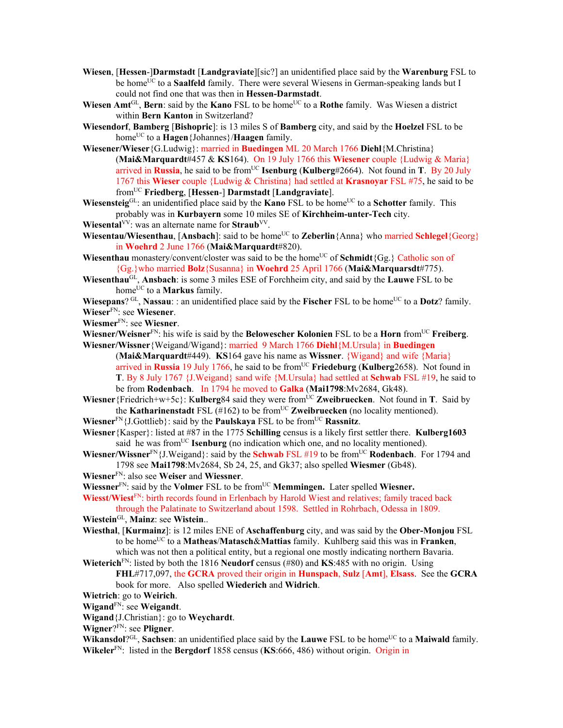**Wiesen**, [**Hessen**-]**Darmstadt** [**Landgraviate**][sic?] an unidentified place said by the **Warenburg** FSL to be home[UC] to a **Saalfeld** family. There were several Wiesens in German-speaking lands but I could not find one that was then in **Hessen-Darmstadt**.

**Wiesen Amt**[GL], **Bern**: said by the **Kano** FSL to be home[UC] to a **Rothe** family. Was Wiesen a district within **Bern Kanton** in Switzerland?

**Wiesendorf**, **Bamberg** [**Bishopric**]: is 13 miles S of **Bamberg** city, and said by the **Hoelzel** FSL to be home[UC] to a **Hagen**{Johannes}/**Haagen** family.

**Wiesener/Wieser**{G.Ludwig}: married in **Buedingen** ML 20 March 1766 **Diehl**{M.Christina} (**Mai&Marquardt**#457 & **KS**164). On 19 July 1766 this **Wiesener** couple {Ludwig & Maria} arrived in **Russia**, he said to be from[UC] **Isenburg** (**Kulberg**#2664). Not found in **T**. By 20 July 1767 this **Wieser** couple {Ludwig & Christina} had settled at **Krasnoyar** FSL #75, he said to be from[UC] **Friedberg**, [**Hessen**-] **Darmstadt** [**Landgraviate**].

**Wiesensteig**[GL]: an unidentified place said by the **Kano** FSL to be home[UC] to a **Schotter** family. This probably was in **Kurbayern** some 10 miles SE of **Kirchheim-unter-Tech** city.

**Wiesental**[VV]: was an alternate name for **Straub**[VV].

**Wiesentau/Wiesenthau**, [**Ansbach**]: said to be home[UC] to **Zeberlin**{Anna} who married **Schlegel**{Georg} in **Woehrd** 2 June 1766 (**Mai&Marquardt**#820).

**Wiesenthau** monastery/convent/closter was said to be the home[UC] of **Schmidt**{Gg.} Catholic son of {Gg.}who married **Bolz**{Susanna} in **Woehrd** 25 April 1766 (**Mai&Marquarsdt**#775).

**Wiesenthau**[GL], **Ansbach**: is some 3 miles ESE of Forchheim city, and said by the **Lauwe** FSL to be home[UC] to a **Markus** family.

**Wiesepans**? [GL], **Nassau**: : an unidentified place said by the **Fischer** FSL to be home[UC] to a **Dotz**? family.

**Wieser**[FN]: see **Wiesener**.

**Wiesmer**[FN]: see **Wiesner**.

**Wiesner/Weisner**[FN]: his wife is said by the **Belowescher Kolonien** FSL to be a **Horn** from[UC] **Freiberg**.

**Wiesner/Wissner**{Weigand/Wigand}: married 9 March 1766 **Diehl**{M.Ursula} in **Buedingen** (**Mai&Marquardt**#449). **KS**164 gave his name as **Wissner**. {Wigand} and wife {Maria} arrived in **Russia** 19 July 1766, he said to be from[UC] **Friedeburg** (**Kulberg**2658). Not found in **T**. By 8 July 1767 {J.Weigand} sand wife {M.Ursula} had settled at **Schwab** FSL #19, he said to be from **Rodenbach**. In 1794 he moved to **Galka** (**Mai1798**:Mv2684, Gk48).

**Wiesner**{Friedrich+w+5c}: K**ulberg**84 said they were from[UC] **Zweibruecken**. Not found in **T**. Said by the **Katharinenstadt** FSL (#162) to be from[UC] **Zweibruecken** (no locality mentioned).

**Wiesner**[FN]{J.Gottlieb}: said by the **Paulskaya** FSL to be from[UC] **Rassnitz**.

**Wiesner**{Kasper}: listed at #87 in the 1775 **Schilling** census is a likely first settler there. **Kulberg1603** said he was from[UC] **Isenburg** (no indication which one, and no locality mentioned).

**Wiesner/Wissner**[FN]{J.Weigand}: said by the **Schwab** FSL #19 to be from[UC] **Rodenbach**. For 1794 and 1798 see **Mai1798**:Mv2684, Sb 24, 25, and Gk37; also spelled **Wiesmer** (Gb48).

**Wiesner**[FN]: also see **Weiser** and **Wiessner**.

**Wiessner**[FN]: said by the **Volmer** FSL to be from[UC] **Memmingen.** Later spelled **Wiesner.**

**Wiesst/Wiest**[FN]: birth records found in Erlenbach by Harold Wiest and relatives; family traced back through the Palatinate to Switzerland about 1598. Settled in Rohrbach, Odessa in 1809.

**Wiestein**[GL], **Mainz**: see **Wistein**..

**Wiesthal**, [**Kurmainz**]: is 12 miles ENE of **Aschaffenburg** city, and was said by the **Ober-Monjou** FSL to be home[UC] to a **Matheas**/**Matasch**&**Mattias** family. Kuhlberg said this was in **Franken**, which was not then a political entity, but a regional one mostly indicating northern Bavaria.

**Wieterich**[FN]: listed by both the 1816 **Neudorf** census (#80) and **KS**:485 with no origin. Using **FHL**#717,097, the **GCRA** proved their origin in **Hunspach**, **Sulz** [**Amt**], **Elsass**. See the **GCRA** book for more. Also spelled **Wiederich** and **Widrich**.

**Wietrich**: go to **Weirich**.

**Wigand**[FN]: see **Weigandt**.

**Wigand**{J.Christian}: go to **Weychardt**.

**Wigner**?[FN]: see **Pligner**.

**Wikansdol**?[GL], **Sachsen**: an unidentified place said by the **Lauwe** FSL to be home[UC] to a **Maiwald** family.

**Wikeler**[FN]: listed in the **Bergdorf** 1858 census (**KS**:666, 486) without origin. Origin in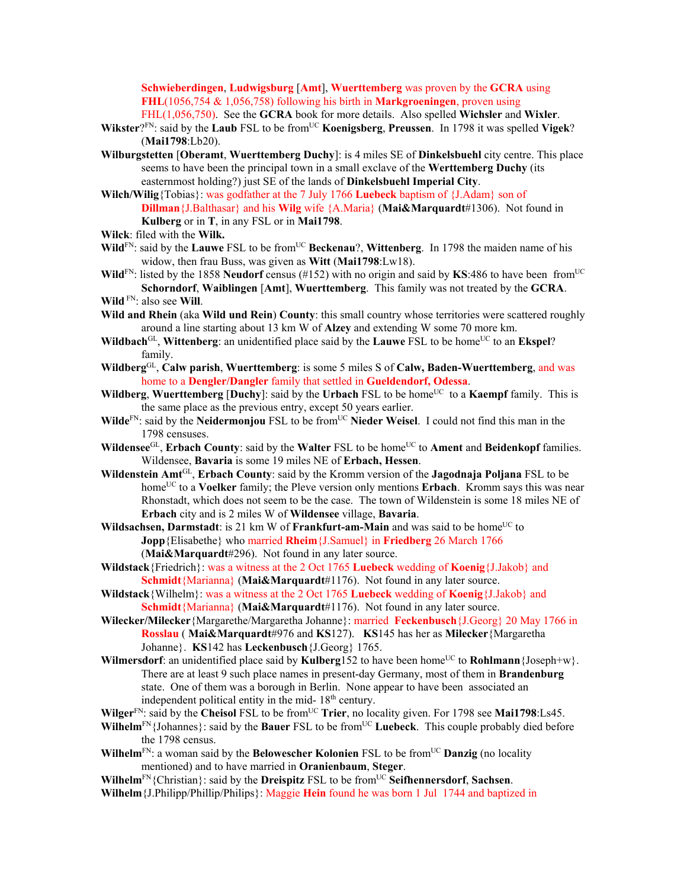**Schwieberdingen**, **Ludwigsburg** [**Amt**], **Wuerttemberg** was proven by the **GCRA** using **FHL**(1056,754 & 1,056,758) following his birth in **Markgroeningen**, proven using FHL(1,056,750). See the **GCRA** book for more details. Also spelled **Wichsler** and **Wixler**.

**Wikster**?[FN]: said by the **Laub** FSL to be from[UC] **Koenigsberg**, **Preussen**. In 1798 it was spelled **Vigek**? (**Mai1798**:Lb20).

**Wilburgstetten** [**Oberamt**, **Wuerttemberg Duchy**]: is 4 miles SE of **Dinkelsbuehl** city centre. This place seems to have been the principal town in a small exclave of the **Werttemberg Duchy** (its easternmost holding?) just SE of the lands of **Dinkelsbuehl Imperial City**.

**Wilch/Wilig**{Tobias}: was godfather at the 7 July 1766 **Luebeck** baptism of {J.Adam} son of **Dillman**{J.Balthasar} and his **Wilg** wife {A.Maria} (**Mai&Marquardt**#1306). Not found in **Kulberg** or in **T**, in any FSL or in **Mai1798**.

**Wilck**: filed with the **Wilk.**

**Wild**[FN]: said by the **Lauwe** FSL to be from[UC] **Beckenau**?, **Wittenberg**. In 1798 the maiden name of his widow, then frau Buss, was given as **Witt** (**Mai1798**:Lw18).

**Wild**[FN]: listed by the 1858 **Neudorf** census (#152) with no origin and said by **KS**:486 to have been from[UC] **Schorndorf**, **Waiblingen** [**Amt**], **Wuerttemberg**. This family was not treated by the **GCRA**.

**Wild** [FN]: also see **Will**.

**Wild and Rhein** (aka **Wild und Rein**) **County**: this small country whose territories were scattered roughly around a line starting about 13 km W of **Alzey** and extending W some 70 more km.

**Wildbach**[GL], **Wittenberg**: an unidentified place said by the **Lauwe** FSL to be home[UC] to an **Ekspel**? family.

**Wildberg**[GL], **Calw parish**, **Wuerttemberg**: is some 5 miles S of **Calw, Baden-Wuerttemberg**, and was home to a **Dengler/Dangler** family that settled in **Gueldendorf, Odessa**.

**Wildberg**, **Wuerttemberg** [**Duchy**]: said by the **Urbach** FSL to be home[UC] to a **Kaempf** family. This is the same place as the previous entry, except 50 years earlier.

**Wilde**[FN]: said by the **Neidermonjou** FSL to be from[UC] **Nieder Weisel**. I could not find this man in the 1798 censuses.

**Wildensee**[GL], **Erbach County**: said by the **Walter** FSL to be home[UC] to **Ament** and **Beidenkopf** families. Wildensee, **Bavaria** is some 19 miles NE of **Erbach, Hessen**.

**Wildenstein Amt**[GL], **Erbach County**: said by the Kromm version of the **Jagodnaja Poljana** FSL to be home[UC] to a **Voelker** family; the Pleve version only mentions **Erbach**. Kromm says this was near Rhonstadt, which does not seem to be the case. The town of Wildenstein is some 18 miles NE of **Erbach** city and is 2 miles W of **Wildensee** village, **Bavaria**.

**Wildsachsen, Darmstadt**: is 21 km W of **Frankfurt-am-Main** and was said to be home[UC] to **Jopp**{Elisabethe} who married **Rheim**{J.Samuel} in **Friedberg** 26 March 1766 (**Mai&Marquardt**#296). Not found in any later source.

**Wildstack**{Friedrich}: was a witness at the 2 Oct 1765 **Luebeck** wedding of **Koenig**{J.Jakob} and **Schmidt**{Marianna} (**Mai&Marquardt**#1176). Not found in any later source.

**Wildstack**{Wilhelm}: was a witness at the 2 Oct 1765 **Luebeck** wedding of **Koenig**{J.Jakob} and **Schmidt**{Marianna} (**Mai&Marquardt**#1176). Not found in any later source.

**Wilecker/Milecker**{Margarethe/Margaretha Johanne}: married **Feckenbusch**{J.Georg} 20 May 1766 in **Rosslau** ( **Mai&Marquardt**#976 and **KS**127). **KS**145 has her as **Milecker**{Margaretha Johanne}. **KS**142 has **Leckenbusch**{J.Georg} 1765.

**Wilmersdorf**: an unidentified place said by **Kulberg**152 to have been home[UC] to **Rohlmann**{Joseph+w}. There are at least 9 such place names in present-day Germany, most of them in **Brandenburg** state. One of them was a borough in Berlin. None appear to have been associated an independent political entity in the mid- 18th century.

**Wilger**[FN]: said by the **Cheisol** FSL to be from[UC] **Trier**, no locality given. For 1798 see **Mai1798**:Ls45.

**Wilhelm**[FN]{Johannes}: said by the **Bauer** FSL to be from[UC] **Luebeck**. This couple probably died before the 1798 census.

**Wilhelm**[FN]: a woman said by the **Belowescher Kolonien** FSL to be from[UC] **Danzig** (no locality mentioned) and to have married in **Oranienbaum**, **Steger**.

**Wilhelm**[FN]{Christian}: said by the **Dreispitz** FSL to be from[UC] **Seifhennersdorf**, **Sachsen**.

**Wilhelm**{J.Philipp/Phillip/Philips}: Maggie **Hein** found he was born 1 Jul 1744 and baptized in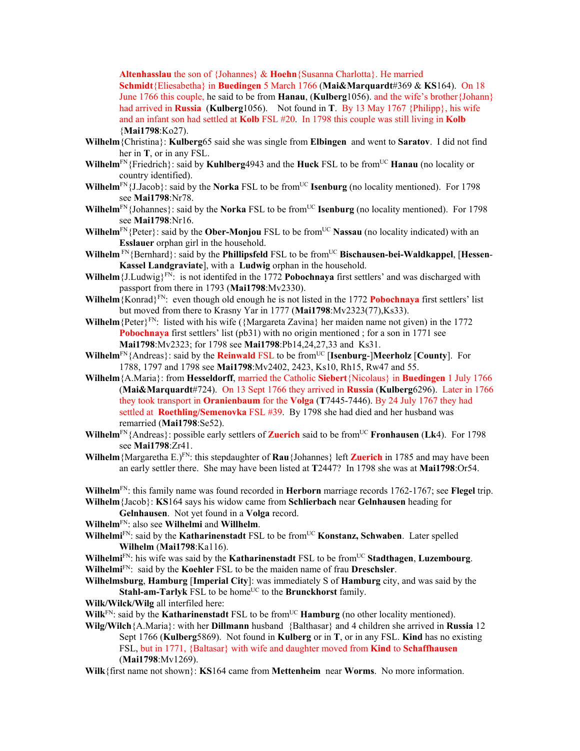**Altenhasslau** the son of {Johannes} & **Hoehn**{Susanna Charlotta}. He married **Schmidt**{Eliesabetha} in **Buedingen** 5 March 1766 (**Mai&Marquardt**#369 & **KS**164). On 18 June 1766 this couple, he said to be from **Hanau**, (**Kulberg**1056). and the wife's brother{Johann} had arrived in **Russia** (**Kulberg**1056). Not found in **T**. By 13 May 1767 {Philipp}, his wife and an infant son had settled at **Kolb** FSL #20. In 1798 this couple was still living in **Kolb** {**Mai1798**:Ko27).

**Wilhelm**{Christina}: **Kulberg**65 said she was single from **Elbingen** and went to **Saratov**. I did not find her in **T**, or in any FSL.

**Wilhelm**[FN]{Friedrich}: said by **Kuhlberg**4943 and the **Huck** FSL to be from[UC] **Hanau** (no locality or country identified).

**Wilhelm**[FN]{J.Jacob}: said by the **Norka** FSL to be from[UC] **Isenburg** (no locality mentioned). For 1798 see **Mai1798**:Nr78.

**Wilhelm**[FN]{Johannes}: said by the **Norka** FSL to be from[UC] **Isenburg** (no locality mentioned). For 1798 see **Mai1798**:Nr16.

**Wilhelm**[FN]{Peter}: said by the **Ober-Monjou** FSL to be from[UC] **Nassau** (no locality indicated) with an **Esslauer** orphan girl in the household.

**Wilhelm** [FN]{Bernhard}: said by the **Phillipsfeld** FSL to be from[UC] **Bischausen-bei-Waldkappel**, [**Hessen-Kassel Landgraviate**], with a **Ludwig** orphan in the household.

**Wilhelm**{J.Ludwig}[FN]: is not identifed in the 1772 **Pobochnaya** first settlers' and was discharged with passport from there in 1793 (**Mai1798**:Mv2330).

**Wilhelm**{Konrad}[FN]: even though old enough he is not listed in the 1772 **Pobochnaya** first settlers' list but moved from there to Krasny Yar in 1777 (**Mai1798**:Mv2323(77),Ks33).

**Wilhelm**{Peter}[FN]: listed with his wife ({Margareta Zavina} her maiden name not given) in the 1772 **Pobochnaya** first settlers' list (pb31) with no origin mentioned ; for a son in 1771 see **Mai1798**:Mv2323; for 1798 see **Mai1798**:Pb14,24,27,33 and Ks31.

**Wilhelm**[FN]{Andreas}: said by the **Reinwald** FSL to be from[UC] [**Isenburg**-]**Meerholz** [**County**]. For 1788, 1797 and 1798 see **Mai1798**:Mv2402, 2423, Ks10, Rh15, Rw47 and 55.

**Wilhelm**{A.Maria}: from **Hesseldorff**, married the Catholic **Siebert**{Nicolaus} in **Buedingen** 1 July 1766 (**Mai&Marquardt**#724). On 13 Sept 1766 they arrived in **Russia** (**Kulberg**6296). Later in 1766 they took transport in **Oranienbaum** for the **Volga** (**T**7445-7446). By 24 July 1767 they had settled at **Roethling/Semenovka** FSL #39. By 1798 she had died and her husband was remarried (**Mai1798**:Se52).

**Wilhelm**[FN]{Andreas}: possible early settlers of **Zuerich** said to be from[UC] **Fronhausen** (**Lk**4). For 1798 see **Mai1798**:Zr41.

**Wilhelm**{Margaretha E.)[FN]: this stepdaughter of **Rau**{Johannes} left **Zuerich** in 1785 and may have been an early settler there. She may have been listed at **T**2447? In 1798 she was at **Mai1798**:Or54.

**Wilhelm**[FN]: this family name was found recorded in **Herborn** marriage records 1762-1767; see **Flegel** trip.

**Wilhelm**{Jacob}: **KS**164 says his widow came from **Schlierbach** near **Gelnhausen** heading for **Gelnhausen**. Not yet found in a **Volga** record.

**Wilhelm**[FN]: also see **Wilhelmi** and **Willhelm**.

**Wilhelmi**[FN]: said by the **Katharinenstadt** FSL to be from[UC] **Konstanz, Schwaben**. Later spelled **Wilhelm** (**Mai1798**:Ka116).

**Wilhelmi**[FN]: his wife was said by the **Katharinenstadt** FSL to be from[UC] **Stadthagen**, **Luzembourg**.

**Wilhelmi**[FN]: said by the **Koehler** FSL to be the maiden name of frau **Dreschsler**.

**Wilhelmsburg**, **Hamburg** [**Imperial City**]: was immediately S of **Hamburg** city, and was said by the **Stahl-am-Tarlyk** FSL to be home[UC] to the **Brunckhorst** family.

**Wilk/Wilck/Wilg** all interfiled here:

**Wilk**[FN]: said by the **Katharinenstadt** FSL to be from[UC] **Hamburg** (no other locality mentioned).

**Wilg/Wilch**{A.Maria}: with her **Dillmann** husband {Balthasar} and 4 children she arrived in **Russia** 12 Sept 1766 (**Kulberg**5869). Not found in **Kulberg** or in **T**, or in any FSL. **Kind** has no existing FSL, but in 1771, {Baltasar} with wife and daughter moved from **Kind** to **Schaffhausen** (**Mai1798**:Mv1269).

**Wilk**{first name not shown}: **KS**164 came from **Mettenheim** near **Worms**. No more information.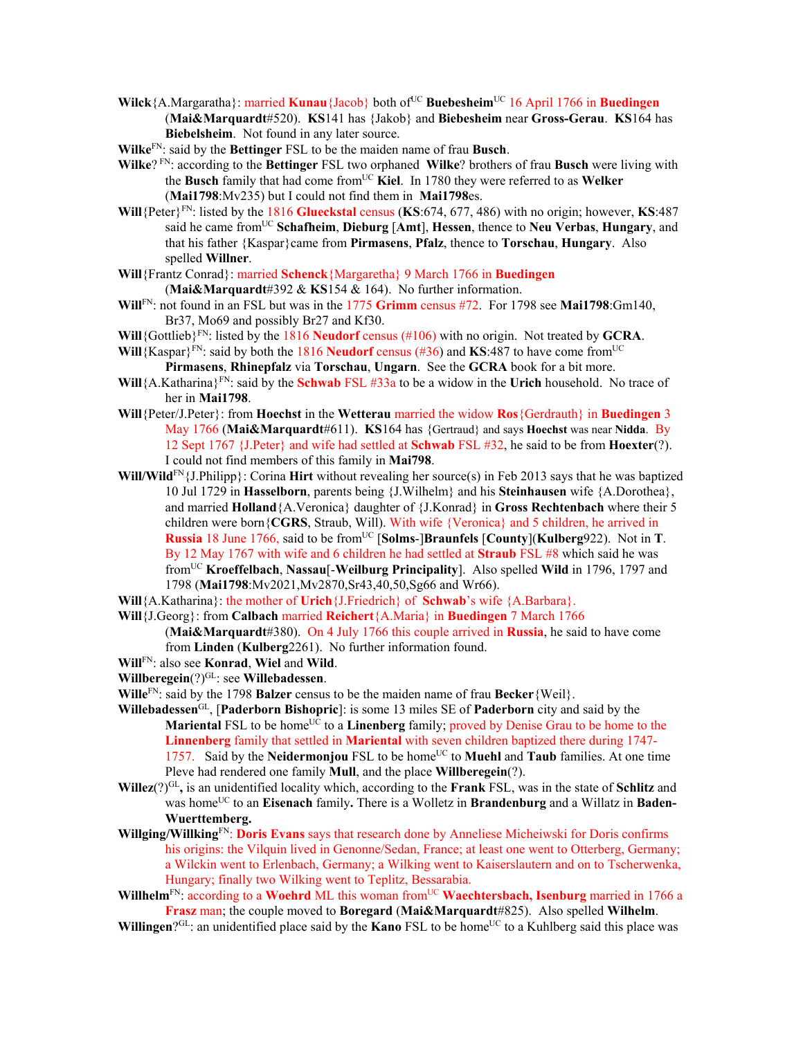**Wilck**{A.Margaratha}: married **Kunau**{Jacob} both of[UC] **Buebesheim**[UC] 16 April 1766 in **Buedingen** (**Mai&Marquardt**#520). **KS**141 has {Jakob} and **Biebesheim** near **Gross-Gerau**. **KS**164 has **Biebelsheim**. Not found in any later source.

**Wilke**[FN]: said by the **Bettinger** FSL to be the maiden name of frau **Busch**.

**Wilke**? [FN]: according to the **Bettinger** FSL two orphaned **Wilke**? brothers of frau **Busch** were living with the **Busch** family that had come from[UC] **Kiel**. In 1780 they were referred to as **Welker** (**Mai1798**:Mv235) but I could not find them in **Mai1798**es.

**Will**{Peter}[FN]: listed by the 1816 **Glueckstal** census (**KS**:674, 677, 486) with no origin; however, **KS**:487 said he came from[UC] **Schafheim**, **Dieburg** [**Amt**], **Hessen**, thence to **Neu Verbas**, **Hungary**, and that his father {Kaspar}came from **Pirmasens**, **Pfalz**, thence to **Torschau**, **Hungary**. Also spelled **Willner**.

**Will**{Frantz Conrad}: married **Schenck**{Margaretha} 9 March 1766 in **Buedingen** (**Mai&Marquardt**#392 & **KS**154 & 164). No further information.

**Will**[FN]: not found in an FSL but was in the 1775 **Grimm** census #72. For 1798 see **Mai1798**:Gm140, Br37, Mo69 and possibly Br27 and Kf30.

**Will**{Gottlieb}[FN]: listed by the 1816 **Neudorf** census (#106) with no origin. Not treated by **GCRA**.

**Will**{Kaspar}[FN]: said by both the 1816 **Neudorf** census (#36) and **KS**:487 to have come from[UC] **Pirmasens**, **Rhinepfalz** via **Torschau**, **Ungarn**. See the **GCRA** book for a bit more.

**Will**{A.Katharina}[FN]: said by the **Schwab** FSL #33a to be a widow in the **Urich** household. No trace of her in **Mai1798**.

**Will**{Peter/J.Peter}: from **Hoechst** in the **Wetterau** married the widow **Ros**{Gerdrauth} in **Buedingen** 3 May 1766 (**Mai&Marquardt**#611). **KS**164 has {Gertraud} and says **Hoechst** was near **Nidda**. By 12 Sept 1767 {J.Peter} and wife had settled at **Schwab** FSL #32, he said to be from **Hoexter**(?). I could not find members of this family in **Mai798**.

**Will/Wild**[FN]{J.Philipp}: Corina **Hirt** without revealing her source(s) in Feb 2013 says that he was baptized 10 Jul 1729 in **Hasselborn**, parents being {J.Wilhelm} and his **Steinhausen** wife {A.Dorothea}, and married **Holland**{A.Veronica} daughter of {J.Konrad} in **Gross Rechtenbach** where their 5 children were born{**CGRS**, Straub, Will). With wife {Veronica} and 5 children, he arrived in **Russia** 18 June 1766, said to be from[UC] [**Solms**-]**Braunfels** [**County**](**Kulberg**922). Not in **T**. By 12 May 1767 with wife and 6 children he had settled at **Straub** FSL #8 which said he was from[UC] **Kroeffelbach**, **Nassau**[-**Weilburg Principality**]. Also spelled **Wild** in 1796, 1797 and 1798 (**Mai1798**:Mv2021,Mv2870,Sr43,40,50,Sg66 and Wr66).

**Will**{A.Katharina}: the mother of **Urich**{J.Friedrich} of **Schwab**'s wife {A.Barbara}.

**Will**{J.Georg}: from **Calbach** married **Reichert**{A.Maria} in **Buedingen** 7 March 1766 (**Mai&Marquardt**#380). On 4 July 1766 this couple arrived in **Russia**, he said to have come from **Linden** (**Kulberg**2261). No further information found.

**Will**[FN]: also see **Konrad**, **Wiel** and **Wild**.

**Willberegein**(?)[GL]: see **Willebadessen**.

**Wille**[FN]: said by the 1798 **Balzer** census to be the maiden name of frau **Becker**{Weil}.

**Willebadessen**[GL], [**Paderborn Bishopric**]: is some 13 miles SE of **Paderborn** city and said by the **Mariental** FSL to be home[UC] to a **Linenberg** family; proved by Denise Grau to be home to the **Linnenberg** family that settled in **Mariental** with seven children baptized there during 1747-1757. Said by the **Neidermonjou** FSL to be home[UC] to **Muehl** and **Taub** families. At one time Pleve had rendered one family **Mull**, and the place **Willberegein**(?).

**Willez**(?)[GL]**,** is an unidentified locality which, according to the **Frank** FSL, was in the state of **Schlitz** and was home[UC] to an **Eisenach** family**.** There is a Wolletz in **Brandenburg** and a Willatz in **Baden-Wuerttemberg.**

**Willging/Willking**[FN]: **Doris Evans** says that research done by Anneliese Micheiwski for Doris confirms his origins: the Vilquin lived in Genonne/Sedan, France; at least one went to Otterberg, Germany; a Wilckin went to Erlenbach, Germany; a Wilking went to Kaiserslautern and on to Tscherwenka, Hungary; finally two Wilking went to Teplitz, Bessarabia.

**Willhelm**[FN]: according to a **Woehrd** ML this woman from[UC] **Waechtersbach, Isenburg** married in 1766 a **Frasz** man; the couple moved to **Boregard** (**Mai&Marquardt**#825). Also spelled **Wilhelm**.

**Willingen**?[GL]: an unidentified place said by the **Kano** FSL to be home[UC] to a Kuhlberg said this place was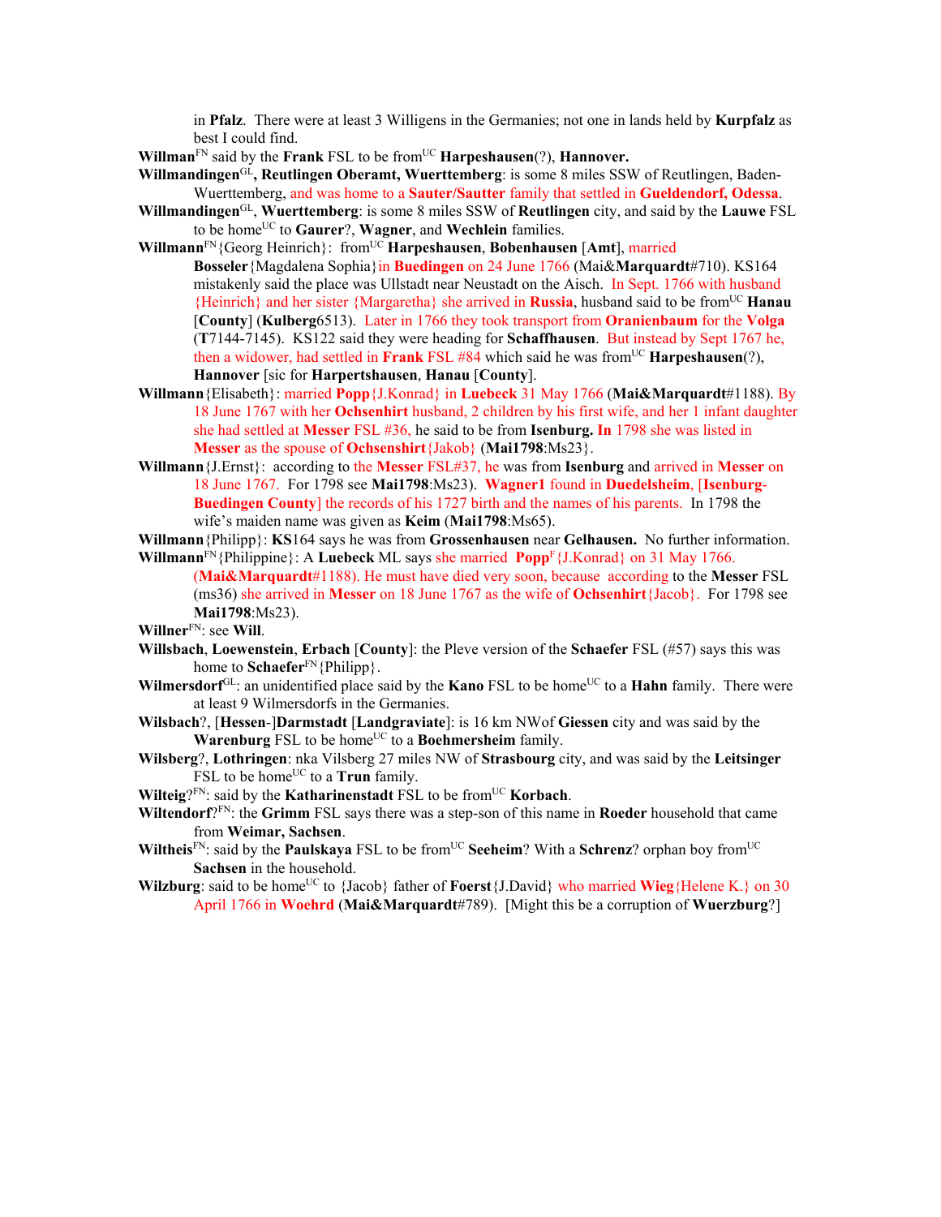in **Pfalz**. There were at least 3 Willigens in the Germanies; not one in lands held by **Kurpfalz** as best I could find.

**Willman**[FN] said by the **Frank** FSL to be from[UC] **Harpeshausen**(?), **Hannover.**

**Willmandingen**[GL]**, Reutlingen Oberamt, Wuerttemberg**: is some 8 miles SSW of Reutlingen, Baden-Wuerttemberg, and was home to a **Sauter/Sautter** family that settled in **Gueldendorf, Odessa**.

**Willmandingen**[GL], **Wuerttemberg**: is some 8 miles SSW of **Reutlingen** city, and said by the **Lauwe** FSL to be home[UC] to **Gaurer**?, **Wagner**, and **Wechlein** families.

**Willmann**[FN]{Georg Heinrich}: from[UC] **Harpeshausen**, **Bobenhausen** [**Amt**], married **Bosseler**{Magdalena Sophia}in **Buedingen** on 24 June 1766 (Mai&**Marquardt**#710). KS164 mistakenly said the place was Ullstadt near Neustadt on the Aisch. In Sept. 1766 with husband {Heinrich} and her sister {Margaretha} she arrived in **Russia**, husband said to be from[UC] **Hanau** [**County**] (**Kulberg**6513). Later in 1766 they took transport from **Oranienbaum** for the **Volga** (**T**7144-7145). KS122 said they were heading for **Schaffhausen**. But instead by Sept 1767 he, then a widower, had settled in **Frank** FSL #84 which said he was from[UC] **Harpeshausen**(?), **Hannover** [sic for **Harpertshausen**, **Hanau** [**County**].

**Willmann**{Elisabeth}: married **Popp**{J.Konrad} in **Luebeck** 31 May 1766 (**Mai&Marquardt**#1188). By 18 June 1767 with her **Ochsenhirt** husband, 2 children by his first wife, and her 1 infant daughter she had settled at **Messer** FSL #36, he said to be from **Isenburg. In** 1798 she was listed in **Messer** as the spouse of **Ochsenshirt**{Jakob} (**Mai1798**:Ms23}.

**Willmann**{J.Ernst}: according to the **Messer** FSL#37, he was from **Isenburg** and arrived in **Messer** on 18 June 1767. For 1798 see **Mai1798**:Ms23). **Wagner1** found in **Duedelsheim**, [**Isenburg-Buedingen County**] the records of his 1727 birth and the names of his parents. In 1798 the wife's maiden name was given as **Keim** (**Mai1798**:Ms65).

**Willmann**{Philipp}: **KS**164 says he was from **Grossenhausen** near **Gelhausen.** No further information.

**Willmann**[FN]{Philippine}: A **Luebeck** ML says she married **Popp**[F]{J.Konrad} on 31 May 1766. (**Mai&Marquardt**#1188). He must have died very soon, because according to the **Messer** FSL (ms36) she arrived in **Messer** on 18 June 1767 as the wife of **Ochsenhirt**{Jacob}. For 1798 see **Mai1798**:Ms23).

**Willner**[FN]: see **Will**.

**Willsbach**, **Loewenstein**, **Erbach** [**County**]: the Pleve version of the **Schaefer** FSL (#57) says this was home to **Schaefer**[FN]{Philipp}.

**Wilmersdorf**[GL]: an unidentified place said by the **Kano** FSL to be home[UC] to a **Hahn** family. There were at least 9 Wilmersdorfs in the Germanies.

**Wilsbach**?, [**Hessen**-]**Darmstadt** [**Landgraviate**]: is 16 km NWof **Giessen** city and was said by the **Warenburg** FSL to be home[UC] to a **Boehmersheim** family.

**Wilsberg**?, **Lothringen**: nka Vilsberg 27 miles NW of **Strasbourg** city, and was said by the **Leitsinger** FSL to be home[UC] to a **Trun** family.

**Wilteig**?[FN]: said by the **Katharinenstadt** FSL to be from[UC] **Korbach**.

**Wiltendorf**?[FN]: the **Grimm** FSL says there was a step-son of this name in **Roeder** household that came from **Weimar, Sachsen**.

**Wiltheis**[FN]: said by the **Paulskaya** FSL to be from[UC] **Seeheim**? With a **Schrenz**? orphan boy from[UC] **Sachsen** in the household.

**Wilzburg**: said to be home[UC] to {Jacob} father of **Foerst**{J.David} who married **Wieg**{Helene K.} on 30 April 1766 in **Woehrd** (**Mai&Marquardt**#789). [Might this be a corruption of **Wuerzburg**?]